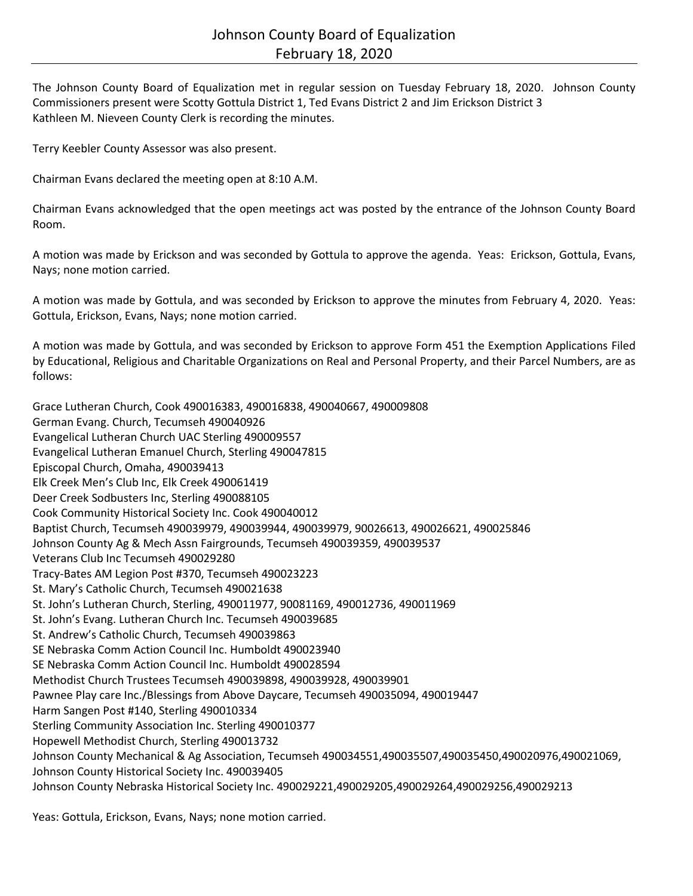# Johnson County Board of Equalization
## February 18, 2020

The Johnson County Board of Equalization met in regular session on Tuesday February 18, 2020. Johnson County Commissioners present were Scotty Gottula District 1, Ted Evans District 2 and Jim Erickson District 3 Kathleen M. Nieveen County Clerk is recording the minutes.

Terry Keebler County Assessor was also present.

Chairman Evans declared the meeting open at 8:10 A.M.

Chairman Evans acknowledged that the open meetings act was posted by the entrance of the Johnson County Board Room.

A motion was made by Erickson and was seconded by Gottula to approve the agenda. Yeas: Erickson, Gottula, Evans, Nays; none motion carried.

A motion was made by Gottula, and was seconded by Erickson to approve the minutes from February 4, 2020. Yeas: Gottula, Erickson, Evans, Nays; none motion carried.

A motion was made by Gottula, and was seconded by Erickson to approve Form 451 the Exemption Applications Filed by Educational, Religious and Charitable Organizations on Real and Personal Property, and their Parcel Numbers, are as follows:

Grace Lutheran Church, Cook 490016383, 490016838, 490040667, 490009808
German Evang. Church, Tecumseh 490040926
Evangelical Lutheran Church UAC Sterling 490009557
Evangelical Lutheran Emanuel Church, Sterling 490047815
Episcopal Church, Omaha, 490039413
Elk Creek Men's Club Inc, Elk Creek 490061419
Deer Creek Sodbusters Inc, Sterling 490088105
Cook Community Historical Society Inc. Cook 490040012
Baptist Church, Tecumseh 490039979, 490039944, 490039979, 90026613, 490026621, 490025846
Johnson County Ag & Mech Assn Fairgrounds, Tecumseh 490039359, 490039537
Veterans Club Inc Tecumseh 490029280
Tracy-Bates AM Legion Post #370, Tecumseh 490023223
St. Mary's Catholic Church, Tecumseh 490021638
St. John's Lutheran Church, Sterling, 490011977, 90081169, 490012736, 490011969
St. John's Evang. Lutheran Church Inc. Tecumseh 490039685
St. Andrew's Catholic Church, Tecumseh 490039863
SE Nebraska Comm Action Council Inc. Humboldt 490023940
SE Nebraska Comm Action Council Inc. Humboldt 490028594
Methodist Church Trustees Tecumseh 490039898, 490039928, 490039901
Pawnee Play care Inc./Blessings from Above Daycare, Tecumseh 490035094, 490019447
Harm Sangen Post #140, Sterling 490010334
Sterling Community Association Inc. Sterling 490010377
Hopewell Methodist Church, Sterling 490013732
Johnson County Mechanical & Ag Association, Tecumseh 490034551,490035507,490035450,490020976,490021069,
Johnson County Historical Society Inc. 490039405
Johnson County Nebraska Historical Society Inc. 490029221,490029205,490029264,490029256,490029213

Yeas: Gottula, Erickson, Evans, Nays; none motion carried.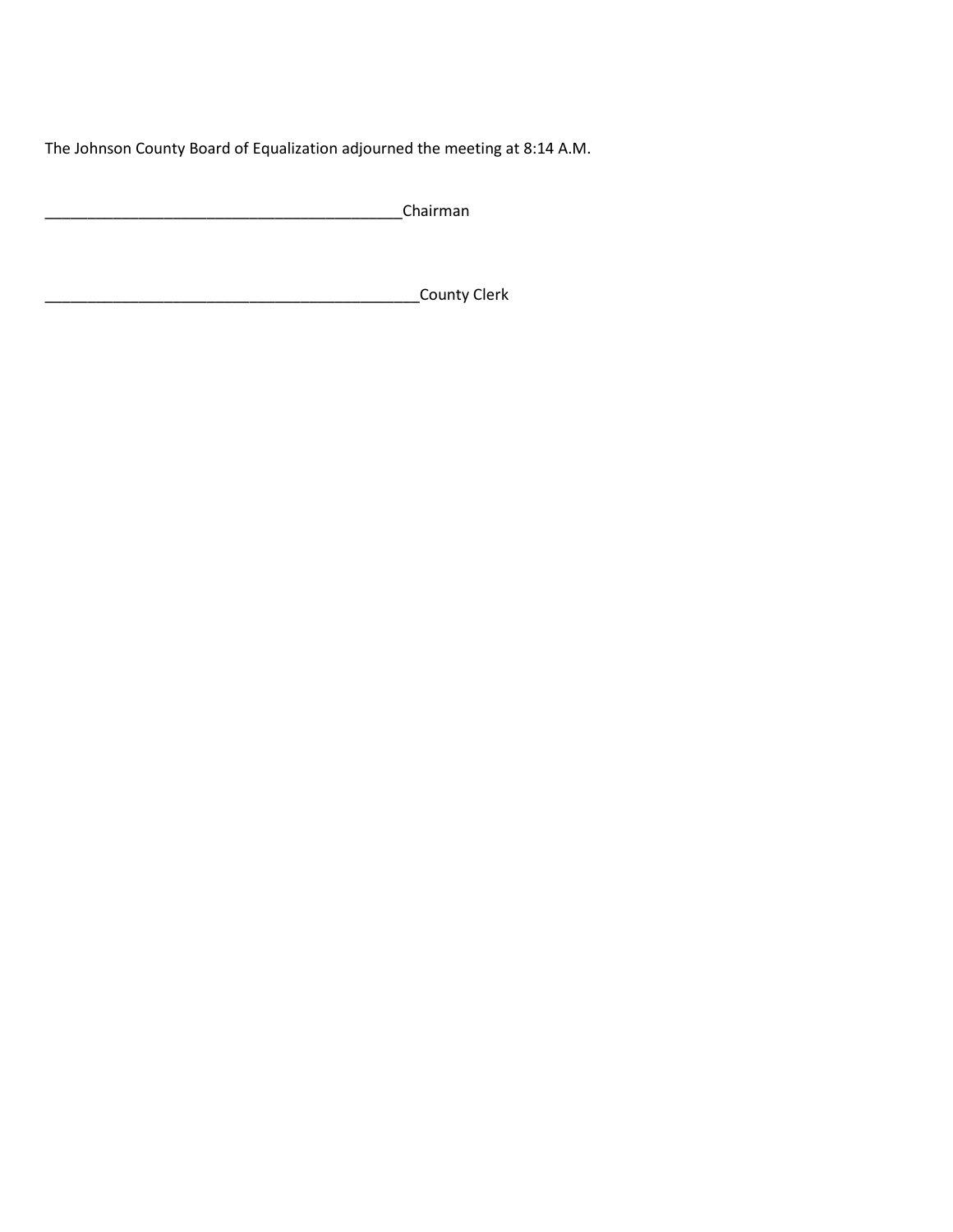The Johnson County Board of Equalization adjourned the meeting at 8:14 A.M.

__________________________________________Chairman

____________________________________________County Clerk